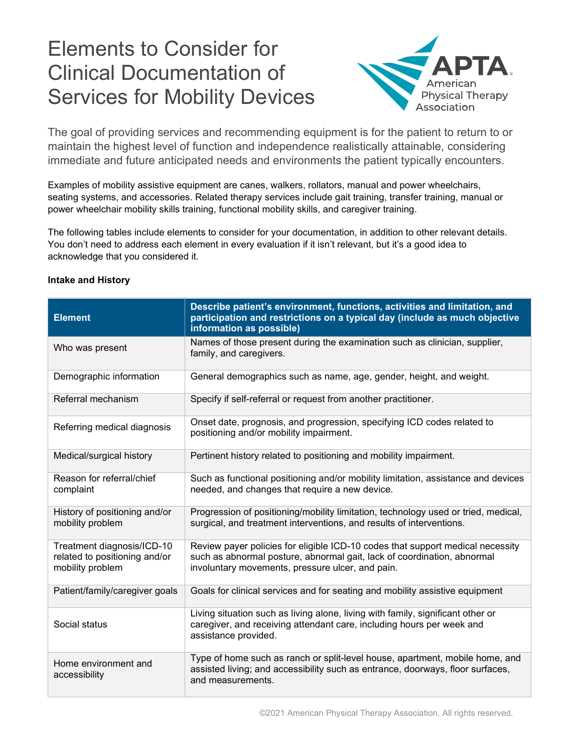# Elements to Consider for Clinical Documentation of Services for Mobility Devices

The goal of providing services and recommending equipment is for the patient to return to or maintain the highest level of function and independence realistically attainable, considering immediate and future anticipated needs and environments the patient typically encounters.

Examples of mobility assistive equipment are canes, walkers, rollators, manual and power wheelchairs, seating systems, and accessories. Related therapy services include gait training, transfer training, manual or power wheelchair mobility skills training, functional mobility skills, and caregiver training.

The following tables include elements to consider for your documentation, in addition to other relevant details. You don't need to address each element in every evaluation if it isn't relevant, but it's a good idea to acknowledge that you considered it.

**Intake and History**

| Element | Describe patient's environment, functions, activities and limitation, and participation and restrictions on a typical day (include as much objective information as possible) |
|---|---|
| Who was present | Names of those present during the examination such as clinician, supplier, family, and caregivers. |
| Demographic information | General demographics such as name, age, gender, height, and weight. |
| Referral mechanism | Specify if self-referral or request from another practitioner. |
| Referring medical diagnosis | Onset date, prognosis, and progression, specifying ICD codes related to positioning and/or mobility impairment. |
| Medical/surgical history | Pertinent history related to positioning and mobility impairment. |
| Reason for referral/chief complaint | Such as functional positioning and/or mobility limitation, assistance and devices needed, and changes that require a new device. |
| History of positioning and/or mobility problem | Progression of positioning/mobility limitation, technology used or tried, medical, surgical, and treatment interventions, and results of interventions. |
| Treatment diagnosis/ICD-10 related to positioning and/or mobility problem | Review payer policies for eligible ICD-10 codes that support medical necessity such as abnormal posture, abnormal gait, lack of coordination, abnormal involuntary movements, pressure ulcer, and pain. |
| Patient/family/caregiver goals | Goals for clinical services and for seating and mobility assistive equipment |
| Social status | Living situation such as living alone, living with family, significant other or caregiver, and receiving attendant care, including hours per week and assistance provided. |
| Home environment and accessibility | Type of home such as ranch or split-level house, apartment, mobile home, and assisted living; and accessibility such as entrance, doorways, floor surfaces, and measurements. |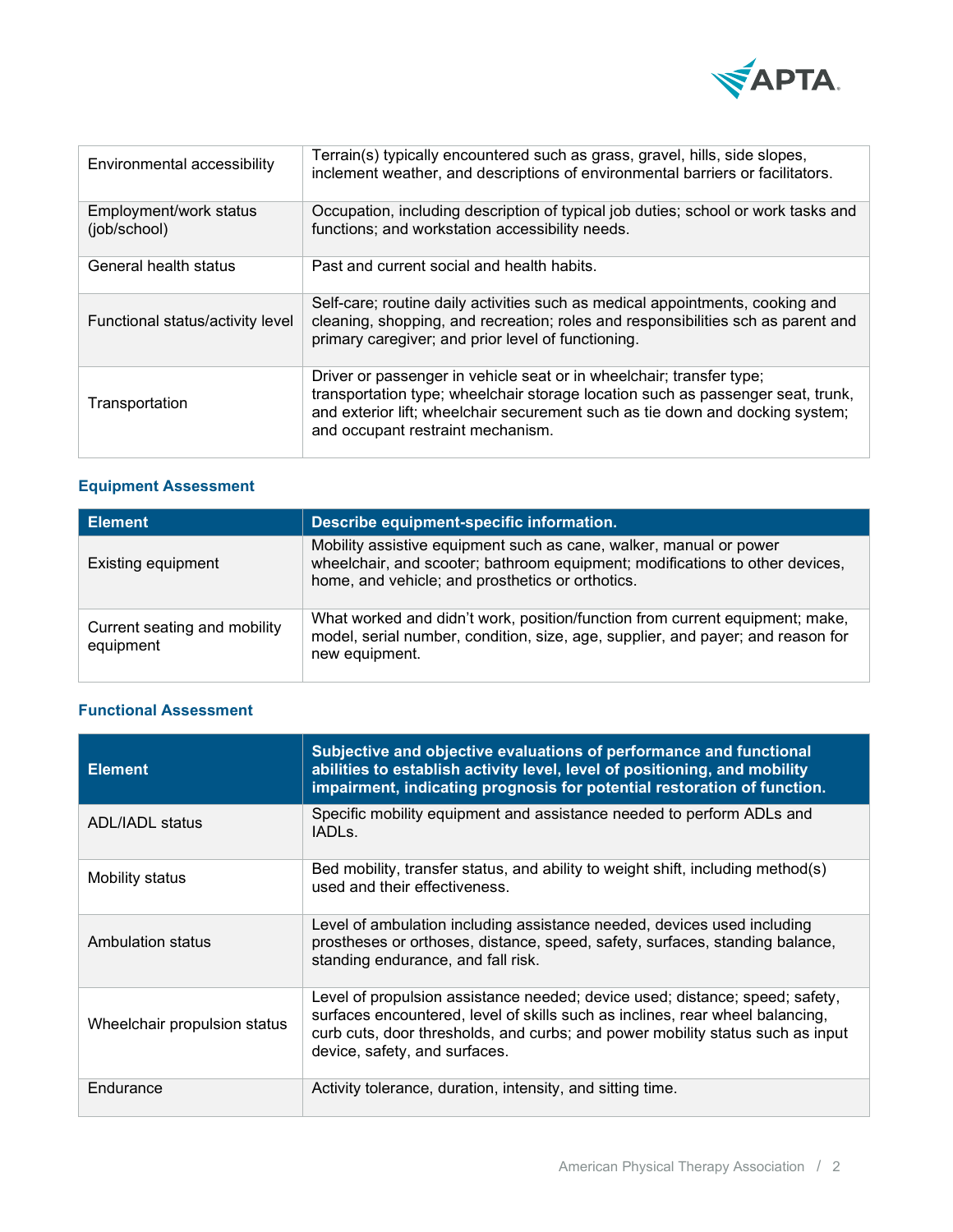| | |
|---|---|
| Environmental accessibility | Terrain(s) typically encountered such as grass, gravel, hills, side slopes, inclement weather, and descriptions of environmental barriers or facilitators. |
| Employment/work status (job/school) | Occupation, including description of typical job duties; school or work tasks and functions; and workstation accessibility needs. |
| General health status | Past and current social and health habits. |
| Functional status/activity level | Self-care; routine daily activities such as medical appointments, cooking and cleaning, shopping, and recreation; roles and responsibilities sch as parent and primary caregiver; and prior level of functioning. |
| Transportation | Driver or passenger in vehicle seat or in wheelchair; transfer type; transportation type; wheelchair storage location such as passenger seat, trunk, and exterior lift; wheelchair securement such as tie down and docking system; and occupant restraint mechanism. |

### Equipment Assessment

| Element | Describe equipment-specific information. |
|---|---|
| Existing equipment | Mobility assistive equipment such as cane, walker, manual or power wheelchair, and scooter; bathroom equipment; modifications to other devices, home, and vehicle; and prosthetics or orthotics. |
| Current seating and mobility equipment | What worked and didn't work, position/function from current equipment; make, model, serial number, condition, size, age, supplier, and payer; and reason for new equipment. |

### Functional Assessment

| Element | Subjective and objective evaluations of performance and functional abilities to establish activity level, level of positioning, and mobility impairment, indicating prognosis for potential restoration of function. |
|---|---|
| ADL/IADL status | Specific mobility equipment and assistance needed to perform ADLs and IADLs. |
| Mobility status | Bed mobility, transfer status, and ability to weight shift, including method(s) used and their effectiveness. |
| Ambulation status | Level of ambulation including assistance needed, devices used including prostheses or orthoses, distance, speed, safety, surfaces, standing balance, standing endurance, and fall risk. |
| Wheelchair propulsion status | Level of propulsion assistance needed; device used; distance; speed; safety, surfaces encountered, level of skills such as inclines, rear wheel balancing, curb cuts, door thresholds, and curbs; and power mobility status such as input device, safety, and surfaces. |
| Endurance | Activity tolerance, duration, intensity, and sitting time. |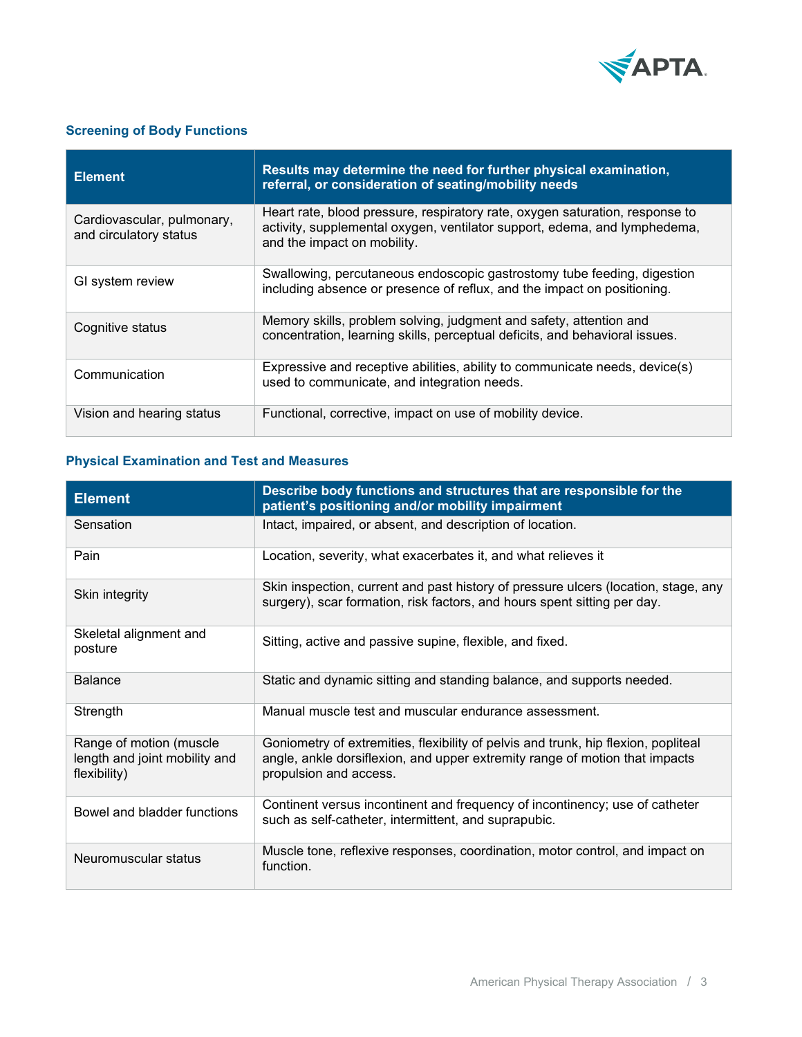### Screening of Body Functions

| Element | Results may determine the need for further physical examination, referral, or consideration of seating/mobility needs |
|---|---|
| Cardiovascular, pulmonary, and circulatory status | Heart rate, blood pressure, respiratory rate, oxygen saturation, response to activity, supplemental oxygen, ventilator support, edema, and lymphedema, and the impact on mobility. |
| GI system review | Swallowing, percutaneous endoscopic gastrostomy tube feeding, digestion including absence or presence of reflux, and the impact on positioning. |
| Cognitive status | Memory skills, problem solving, judgment and safety, attention and concentration, learning skills, perceptual deficits, and behavioral issues. |
| Communication | Expressive and receptive abilities, ability to communicate needs, device(s) used to communicate, and integration needs. |
| Vision and hearing status | Functional, corrective, impact on use of mobility device. |

### Physical Examination and Test and Measures

| Element | Describe body functions and structures that are responsible for the patient's positioning and/or mobility impairment |
|---|---|
| Sensation | Intact, impaired, or absent, and description of location. |
| Pain | Location, severity, what exacerbates it, and what relieves it |
| Skin integrity | Skin inspection, current and past history of pressure ulcers (location, stage, any surgery), scar formation, risk factors, and hours spent sitting per day. |
| Skeletal alignment and posture | Sitting, active and passive supine, flexible, and fixed. |
| Balance | Static and dynamic sitting and standing balance, and supports needed. |
| Strength | Manual muscle test and muscular endurance assessment. |
| Range of motion (muscle length and joint mobility and flexibility) | Goniometry of extremities, flexibility of pelvis and trunk, hip flexion, popliteal angle, ankle dorsiflexion, and upper extremity range of motion that impacts propulsion and access. |
| Bowel and bladder functions | Continent versus incontinent and frequency of incontinency; use of catheter such as self-catheter, intermittent, and suprapubic. |
| Neuromuscular status | Muscle tone, reflexive responses, coordination, motor control, and impact on function. |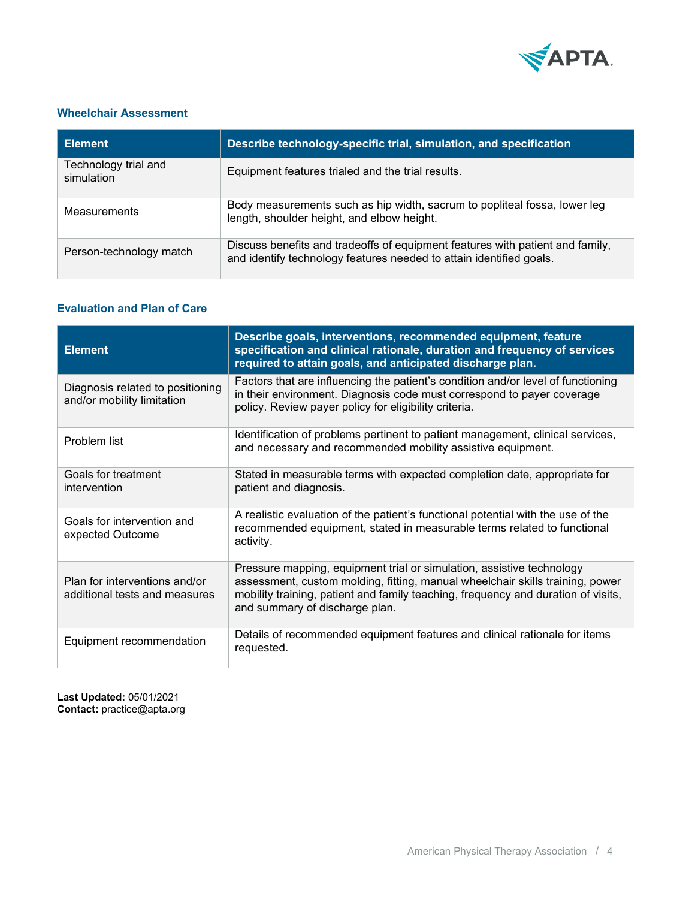### Wheelchair Assessment

| Element | Describe technology-specific trial, simulation, and specification |
|---|---|
| Technology trial and simulation | Equipment features trialed and the trial results. |
| Measurements | Body measurements such as hip width, sacrum to popliteal fossa, lower leg length, shoulder height, and elbow height. |
| Person-technology match | Discuss benefits and tradeoffs of equipment features with patient and family, and identify technology features needed to attain identified goals. |

### Evaluation and Plan of Care

| Element | Describe goals, interventions, recommended equipment, feature specification and clinical rationale, duration and frequency of services required to attain goals, and anticipated discharge plan. |
|---|---|
| Diagnosis related to positioning and/or mobility limitation | Factors that are influencing the patient's condition and/or level of functioning in their environment. Diagnosis code must correspond to payer coverage policy. Review payer policy for eligibility criteria. |
| Problem list | Identification of problems pertinent to patient management, clinical services, and necessary and recommended mobility assistive equipment. |
| Goals for treatment intervention | Stated in measurable terms with expected completion date, appropriate for patient and diagnosis. |
| Goals for intervention and expected Outcome | A realistic evaluation of the patient's functional potential with the use of the recommended equipment, stated in measurable terms related to functional activity. |
| Plan for interventions and/or additional tests and measures | Pressure mapping, equipment trial or simulation, assistive technology assessment, custom molding, fitting, manual wheelchair skills training, power mobility training, patient and family teaching, frequency and duration of visits, and summary of discharge plan. |
| Equipment recommendation | Details of recommended equipment features and clinical rationale for items requested. |

**Last Updated:** 05/01/2021
**Contact:** practice@apta.org